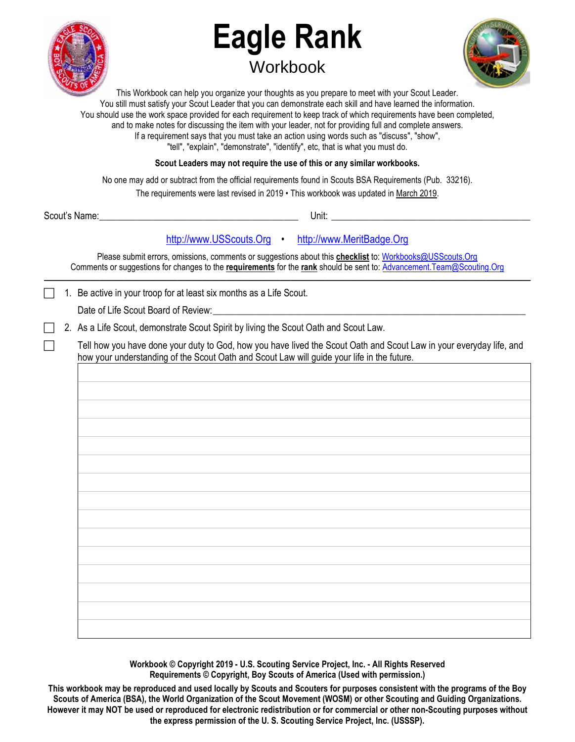# Eagle Rank

## Workbook

This Workbook can help you organize your thoughts as you prepare to meet with your Scout Leader.
You still must satisfy your Scout Leader that you can demonstrate each skill and have learned the information.
You should use the work space provided for each requirement to keep track of which requirements have been completed, and to make notes for discussing the item with your leader, not for providing full and complete answers.
If a requirement says that you must take an action using words such as "discuss", "show", "tell", "explain", "demonstrate", "identify", etc, that is what you must do.

**Scout Leaders may not require the use of this or any similar workbooks.**

No one may add or subtract from the official requirements found in Scouts BSA Requirements (Pub. 33216).

The requirements were last revised in 2019 • This workbook was updated in March 2019.

Scout's Name:\_\_\_\_\_\_\_\_\_\_\_\_\_\_\_\_\_\_\_\_\_\_\_\_\_\_\_\_\_\_\_\_\_\_\_\_\_\_\_\_ Unit: \_\_\_\_\_\_\_\_\_\_\_\_\_\_\_\_\_\_\_\_\_\_\_\_\_\_\_\_\_\_\_\_\_\_\_\_\_\_\_\_

http://www.USScouts.Org • http://www.MeritBadge.Org

Please submit errors, omissions, comments or suggestions about this **checklist** to: Workbooks@USScouts.Org
Comments or suggestions for changes to the **requirements** for the **rank** should be sent to: Advancement.Team@Scouting.Org

---

☐ 1. Be active in your troop for at least six months as a Life Scout.

Date of Life Scout Board of Review:\_\_\_\_\_\_\_\_\_\_\_\_\_\_\_\_\_\_\_\_\_\_\_\_\_\_\_\_\_\_\_\_\_\_\_\_\_\_\_\_\_\_\_\_\_\_

☐ 2. As a Life Scout, demonstrate Scout Spirit by living the Scout Oath and Scout Law.

☐ Tell how you have done your duty to God, how you have lived the Scout Oath and Scout Law in your everyday life, and how your understanding of the Scout Oath and Scout Law will guide your life in the future.

**Workbook © Copyright 2019 - U.S. Scouting Service Project, Inc. - All Rights Reserved**
**Requirements © Copyright, Boy Scouts of America (Used with permission.)**

**This workbook may be reproduced and used locally by Scouts and Scouters for purposes consistent with the programs of the Boy Scouts of America (BSA), the World Organization of the Scout Movement (WOSM) or other Scouting and Guiding Organizations. However it may NOT be used or reproduced for electronic redistribution or for commercial or other non-Scouting purposes without the express permission of the U. S. Scouting Service Project, Inc. (USSSP).**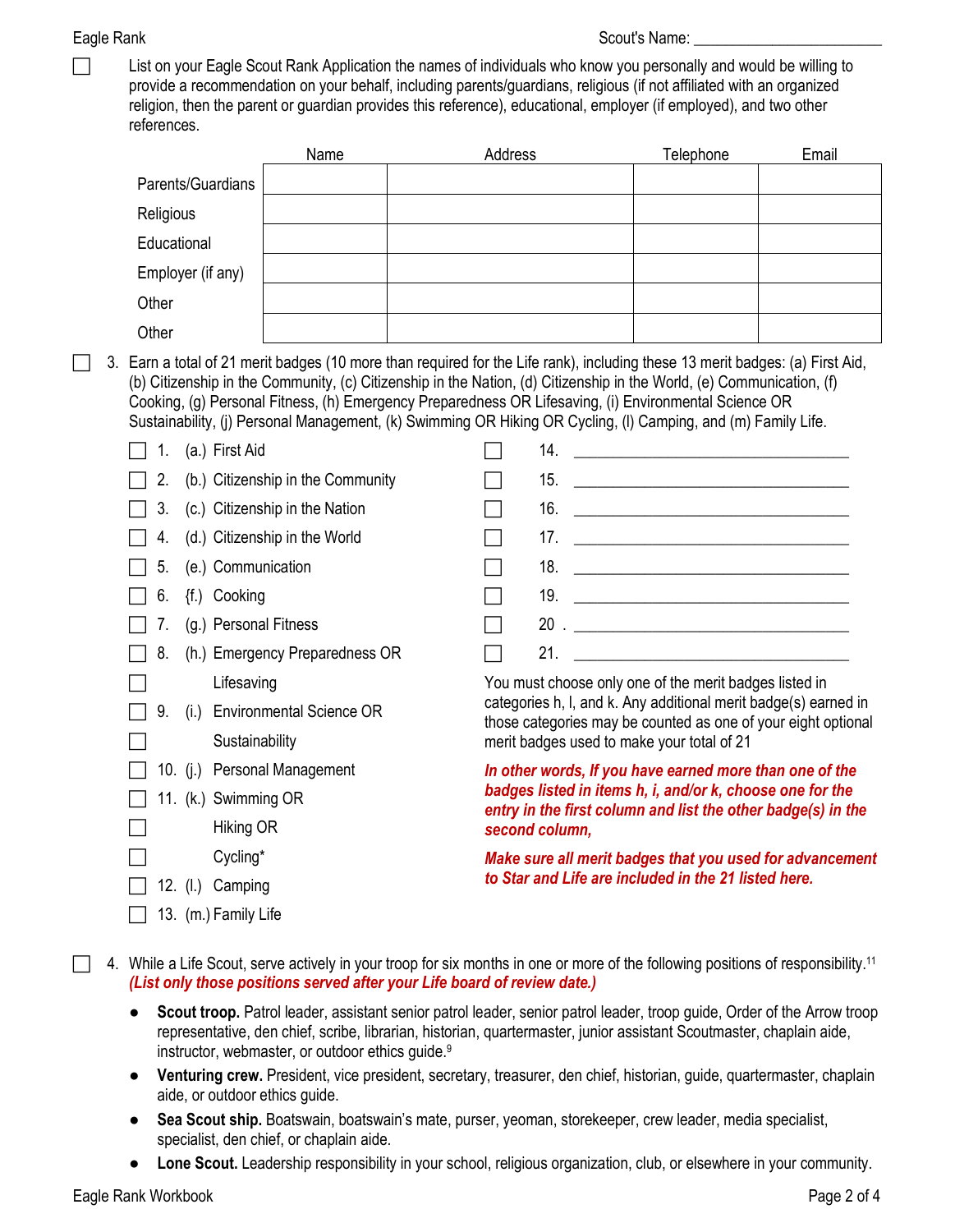Scout's Name: ________________________

☐ List on your Eagle Scout Rank Application the names of individuals who know you personally and would be willing to provide a recommendation on your behalf, including parents/guardians, religious (if not affiliated with an organized religion, then the parent or guardian provides this reference), educational, employer (if employed), and two other references.

| | Name | Address | Telephone | Email |
|---|---|---|---|---|
| Parents/Guardians | | | | |
| Religious | | | | |
| Educational | | | | |
| Employer (if any) | | | | |
| Other | | | | |
| Other | | | | |

☐ 3. Earn a total of 21 merit badges (10 more than required for the Life rank), including these 13 merit badges: (a) First Aid, (b) Citizenship in the Community, (c) Citizenship in the Nation, (d) Citizenship in the World, (e) Communication, (f) Cooking, (g) Personal Fitness, (h) Emergency Preparedness OR Lifesaving, (i) Environmental Science OR Sustainability, (j) Personal Management, (k) Swimming OR Hiking OR Cycling, (l) Camping, and (m) Family Life.

- ☐ 1. (a.) First Aid
- ☐ 2. (b.) Citizenship in the Community
- ☐ 3. (c.) Citizenship in the Nation
- ☐ 4. (d.) Citizenship in the World
- ☐ 5. (e.) Communication
- ☐ 6. {f.) Cooking
- ☐ 7. (g.) Personal Fitness
- ☐ 8. (h.) Emergency Preparedness OR
- ☐ Lifesaving
- ☐ 9. (i.) Environmental Science OR
- ☐ Sustainability
- ☐ 10. (j.) Personal Management
- ☐ 11. (k.) Swimming OR
- ☐ Hiking OR
- ☐ Cycling*
- ☐ 12. (l.) Camping
- ☐ 13. (m.) Family Life

- ☐ 14. ______________________________
- ☐ 15. ______________________________
- ☐ 16. ______________________________
- ☐ 17. ______________________________
- ☐ 18. ______________________________
- ☐ 19. ______________________________
- ☐ 20 . ______________________________
- ☐ 21. ______________________________

You must choose only one of the merit badges listed in categories h, l, and k. Any additional merit badge(s) earned in those categories may be counted as one of your eight optional merit badges used to make your total of 21

***In other words, If you have earned more than one of the badges listed in items h, i, and/or k, choose one for the entry in the first column and list the other badge(s) in the second column,***

***Make sure all merit badges that you used for advancement to Star and Life are included in the 21 listed here.***

☐ 4. While a Life Scout, serve actively in your troop for six months in one or more of the following positions of responsibility.[11] ***(List only those positions served after your Life board of review date.)***

- **Scout troop.** Patrol leader, assistant senior patrol leader, senior patrol leader, troop guide, Order of the Arrow troop representative, den chief, scribe, librarian, historian, quartermaster, junior assistant Scoutmaster, chaplain aide, instructor, webmaster, or outdoor ethics guide.[9]
- **Venturing crew.** President, vice president, secretary, treasurer, den chief, historian, guide, quartermaster, chaplain aide, or outdoor ethics guide.
- **Sea Scout ship.** Boatswain, boatswain's mate, purser, yeoman, storekeeper, crew leader, media specialist, specialist, den chief, or chaplain aide.
- **Lone Scout.** Leadership responsibility in your school, religious organization, club, or elsewhere in your community.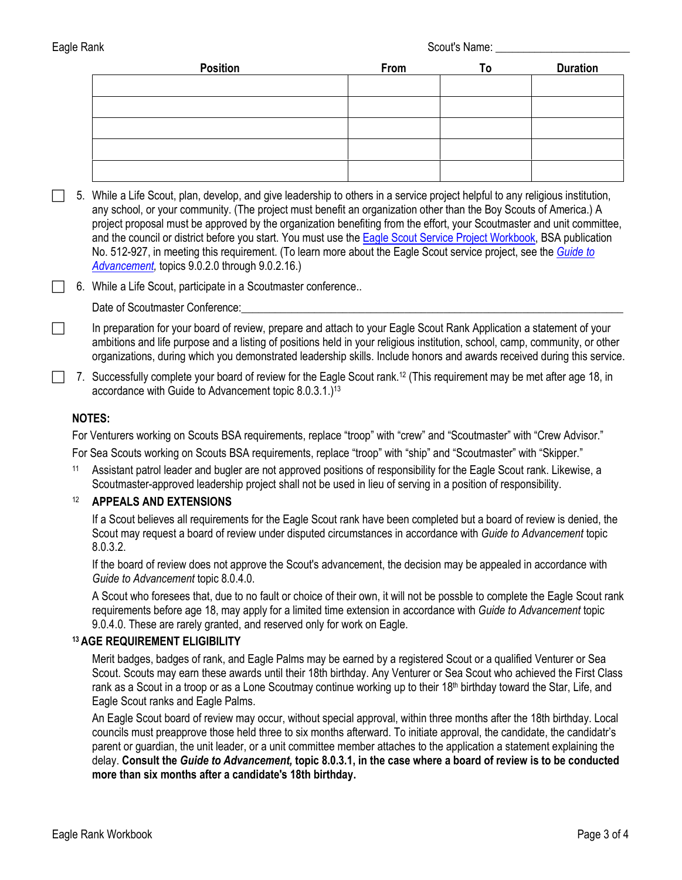Scout's Name: ______________________

| Position | From | To | Duration |
| --- | --- | --- | --- |
| | | | |
| | | | |
| | | | |
| | | | |
| | | | |

☐ 5. While a Life Scout, plan, develop, and give leadership to others in a service project helpful to any religious institution, any school, or your community. (The project must benefit an organization other than the Boy Scouts of America.) A project proposal must be approved by the organization benefiting from the effort, your Scoutmaster and unit committee, and the council or district before you start. You must use the Eagle Scout Service Project Workbook, BSA publication No. 512-927, in meeting this requirement. (To learn more about the Eagle Scout service project, see the *Guide to Advancement*, topics 9.0.2.0 through 9.0.2.16.)

☐ 6. While a Life Scout, participate in a Scoutmaster conference..

Date of Scoutmaster Conference:______________________________________________

☐ In preparation for your board of review, prepare and attach to your Eagle Scout Rank Application a statement of your ambitions and life purpose and a listing of positions held in your religious institution, school, camp, community, or other organizations, during which you demonstrated leadership skills. Include honors and awards received during this service.

☐ 7. Successfully complete your board of review for the Eagle Scout rank.[12] (This requirement may be met after age 18, in accordance with Guide to Advancement topic 8.0.3.1.)[13]

**NOTES:**

For Venturers working on Scouts BSA requirements, replace "troop" with "crew" and "Scoutmaster" with "Crew Advisor."

For Sea Scouts working on Scouts BSA requirements, replace "troop" with "ship" and "Scoutmaster" with "Skipper."

[11] Assistant patrol leader and bugler are not approved positions of responsibility for the Eagle Scout rank. Likewise, a Scoutmaster-approved leadership project shall not be used in lieu of serving in a position of responsibility.

[12] **APPEALS AND EXTENSIONS**

If a Scout believes all requirements for the Eagle Scout rank have been completed but a board of review is denied, the Scout may request a board of review under disputed circumstances in accordance with *Guide to Advancement* topic 8.0.3.2.

If the board of review does not approve the Scout's advancement, the decision may be appealed in accordance with *Guide to Advancement* topic 8.0.4.0.

A Scout who foresees that, due to no fault or choice of their own, it will not be possble to complete the Eagle Scout rank requirements before age 18, may apply for a limited time extension in accordance with *Guide to Advancement* topic 9.0.4.0. These are rarely granted, and reserved only for work on Eagle.

[13] **AGE REQUIREMENT ELIGIBILITY**

Merit badges, badges of rank, and Eagle Palms may be earned by a registered Scout or a qualified Venturer or Sea Scout. Scouts may earn these awards until their 18th birthday. Any Venturer or Sea Scout who achieved the First Class rank as a Scout in a troop or as a Lone Scoutmay continue working up to their 18th birthday toward the Star, Life, and Eagle Scout ranks and Eagle Palms.

An Eagle Scout board of review may occur, without special approval, within three months after the 18th birthday. Local councils must preapprove those held three to six months afterward. To initiate approval, the candidate, the candidatr's parent or guardian, the unit leader, or a unit committee member attaches to the application a statement explaining the delay. **Consult the *Guide to Advancement,* topic 8.0.3.1, in the case where a board of review is to be conducted more than six months after a candidate's 18th birthday.**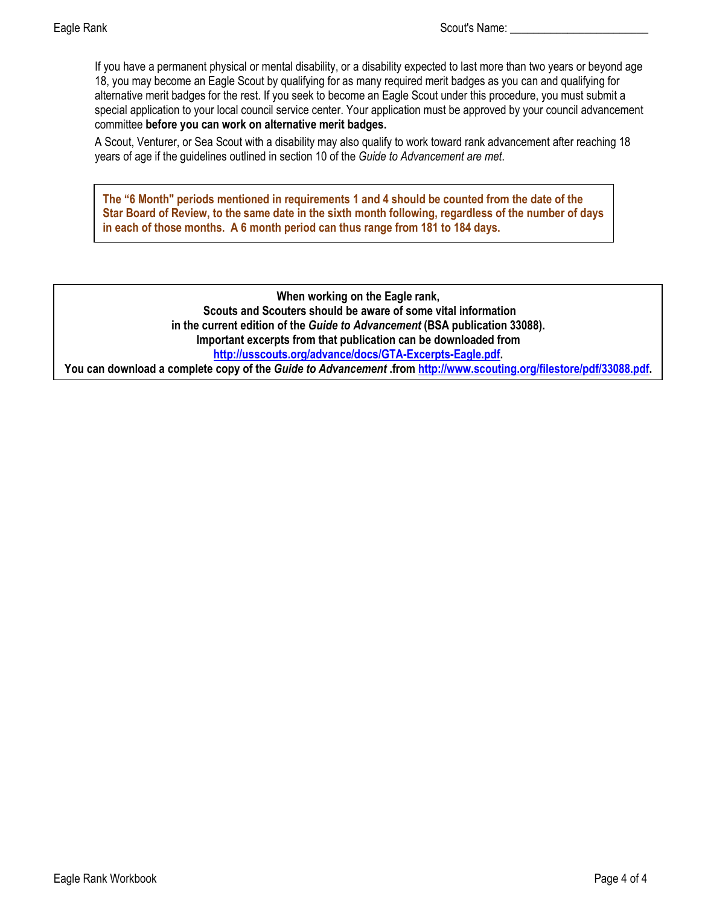If you have a permanent physical or mental disability, or a disability expected to last more than two years or beyond age 18, you may become an Eagle Scout by qualifying for as many required merit badges as you can and qualifying for alternative merit badges for the rest. If you seek to become an Eagle Scout under this procedure, you must submit a special application to your local council service center. Your application must be approved by your council advancement committee **before you can work on alternative merit badges.**

A Scout, Venturer, or Sea Scout with a disability may also qualify to work toward rank advancement after reaching 18 years of age if the guidelines outlined in section 10 of the *Guide to Advancement are met*.

**The "6 Month" periods mentioned in requirements 1 and 4 should be counted from the date of the Star Board of Review, to the same date in the sixth month following, regardless of the number of days in each of those months. A 6 month period can thus range from 181 to 184 days.**

**When working on the Eagle rank, Scouts and Scouters should be aware of some vital information in the current edition of the *Guide to Advancement* (BSA publication 33088). Important excerpts from that publication can be downloaded from [http://usscouts.org/advance/docs/GTA-Excerpts-Eagle.pdf](http://usscouts.org/advance/docs/GTA-Excerpts-Eagle.pdf).**

**You can download a complete copy of the *Guide to Advancement* .from [http://www.scouting.org/filestore/pdf/33088.pdf](http://www.scouting.org/filestore/pdf/33088.pdf).**